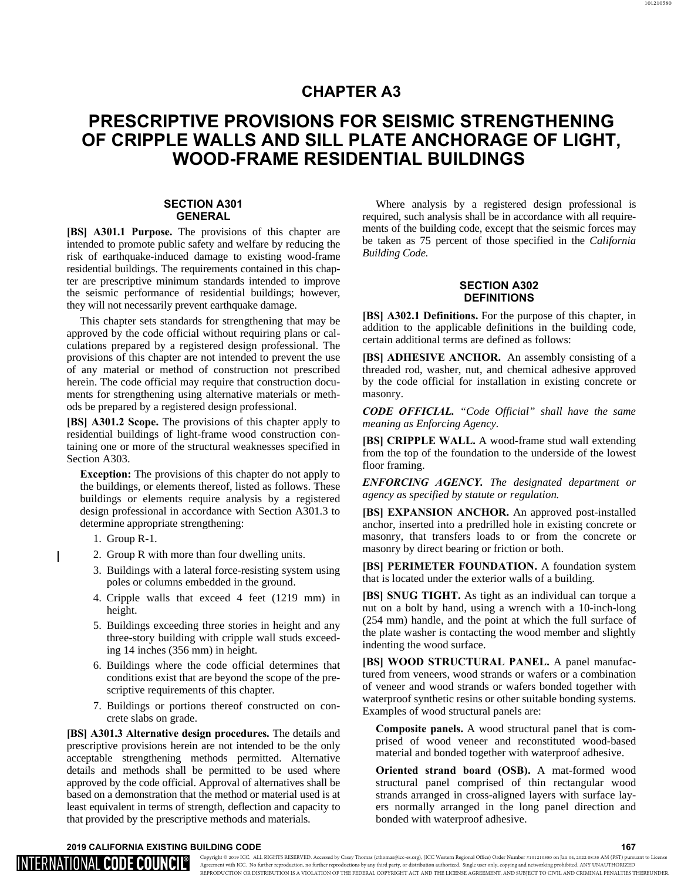# CHAPTER A3

# PRESCRIPTIVE PROVISIONS FOR SEISMIC STRENGTHENING OF CRIPPLE WALLS AND SILL PLATE ANCHORAGE OF LIGHT, WOOD-FRAME RESIDENTIAL BUILDINGS

## SECTION A301 GENERAL

**[BS] A301.1 Purpose.** The provisions of this chapter are intended to promote public safety and welfare by reducing the risk of earthquake-induced damage to existing wood-frame residential buildings. The requirements contained in this chapter are prescriptive minimum standards intended to improve the seismic performance of residential buildings; however, they will not necessarily prevent earthquake damage.

This chapter sets standards for strengthening that may be approved by the code official without requiring plans or calculations prepared by a registered design professional. The provisions of this chapter are not intended to prevent the use of any material or method of construction not prescribed herein. The code official may require that construction documents for strengthening using alternative materials or methods be prepared by a registered design professional.

**[BS] A301.2 Scope.** The provisions of this chapter apply to residential buildings of light-frame wood construction containing one or more of the structural weaknesses specified in Section A303.

> **Exception:** The provisions of this chapter do not apply to the buildings, or elements thereof, listed as follows. These buildings or elements require analysis by a registered design professional in accordance with Section A301.3 to determine appropriate strengthening:
>
> 1. Group R-1.
> 2. Group R with more than four dwelling units.
> 3. Buildings with a lateral force-resisting system using poles or columns embedded in the ground.
> 4. Cripple walls that exceed 4 feet (1219 mm) in height.
> 5. Buildings exceeding three stories in height and any three-story building with cripple wall studs exceeding 14 inches (356 mm) in height.
> 6. Buildings where the code official determines that conditions exist that are beyond the scope of the prescriptive requirements of this chapter.
> 7. Buildings or portions thereof constructed on concrete slabs on grade.

**[BS] A301.3 Alternative design procedures.** The details and prescriptive provisions herein are not intended to be the only acceptable strengthening methods permitted. Alternative details and methods shall be permitted to be used where approved by the code official. Approval of alternatives shall be based on a demonstration that the method or material used is at least equivalent in terms of strength, deflection and capacity to that provided by the prescriptive methods and materials.

Where analysis by a registered design professional is required, such analysis shall be in accordance with all requirements of the building code, except that the seismic forces may be taken as 75 percent of those specified in the *California Building Code.*

## SECTION A302 DEFINITIONS

**[BS] A302.1 Definitions.** For the purpose of this chapter, in addition to the applicable definitions in the building code, certain additional terms are defined as follows:

**[BS] ADHESIVE ANCHOR.** An assembly consisting of a threaded rod, washer, nut, and chemical adhesive approved by the code official for installation in existing concrete or masonry.

***CODE OFFICIAL.*** *"Code Official" shall have the same meaning as Enforcing Agency.*

**[BS] CRIPPLE WALL.** A wood-frame stud wall extending from the top of the foundation to the underside of the lowest floor framing.

***ENFORCING AGENCY.*** *The designated department or agency as specified by statute or regulation.*

**[BS] EXPANSION ANCHOR.** An approved post-installed anchor, inserted into a predrilled hole in existing concrete or masonry, that transfers loads to or from the concrete or masonry by direct bearing or friction or both.

**[BS] PERIMETER FOUNDATION.** A foundation system that is located under the exterior walls of a building.

**[BS] SNUG TIGHT.** As tight as an individual can torque a nut on a bolt by hand, using a wrench with a 10-inch-long (254 mm) handle, and the point at which the full surface of the plate washer is contacting the wood member and slightly indenting the wood surface.

**[BS] WOOD STRUCTURAL PANEL.** A panel manufactured from veneers, wood strands or wafers or a combination of veneer and wood strands or wafers bonded together with waterproof synthetic resins or other suitable bonding systems. Examples of wood structural panels are:

> **Composite panels.** A wood structural panel that is comprised of wood veneer and reconstituted wood-based material and bonded together with waterproof adhesive.
>
> **Oriented strand board (OSB).** A mat-formed wood structural panel comprised of thin rectangular wood strands arranged in cross-aligned layers with surface layers normally arranged in the long panel direction and bonded with waterproof adhesive.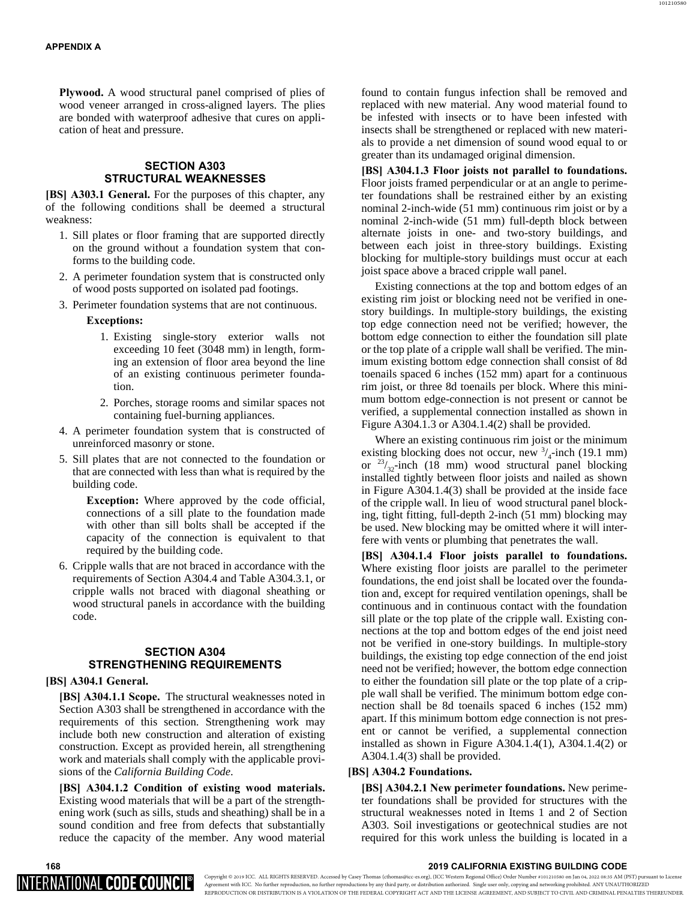**Plywood.** A wood structural panel comprised of plies of wood veneer arranged in cross-aligned layers. The plies are bonded with waterproof adhesive that cures on application of heat and pressure.

## SECTION A303 STRUCTURAL WEAKNESSES

**[BS] A303.1 General.** For the purposes of this chapter, any of the following conditions shall be deemed a structural weakness:

1. Sill plates or floor framing that are supported directly on the ground without a foundation system that conforms to the building code.
2. A perimeter foundation system that is constructed only of wood posts supported on isolated pad footings.
3. Perimeter foundation systems that are not continuous.

   **Exceptions:**

   1. Existing single-story exterior walls not exceeding 10 feet (3048 mm) in length, forming an extension of floor area beyond the line of an existing continuous perimeter foundation.
   2. Porches, storage rooms and similar spaces not containing fuel-burning appliances.

4. A perimeter foundation system that is constructed of unreinforced masonry or stone.
5. Sill plates that are not connected to the foundation or that are connected with less than what is required by the building code.

   **Exception:** Where approved by the code official, connections of a sill plate to the foundation made with other than sill bolts shall be accepted if the capacity of the connection is equivalent to that required by the building code.

6. Cripple walls that are not braced in accordance with the requirements of Section A304.4 and Table A304.3.1, or cripple walls not braced with diagonal sheathing or wood structural panels in accordance with the building code.

## SECTION A304 STRENGTHENING REQUIREMENTS

**[BS] A304.1 General.**

**[BS] A304.1.1 Scope.** The structural weaknesses noted in Section A303 shall be strengthened in accordance with the requirements of this section. Strengthening work may include both new construction and alteration of existing construction. Except as provided herein, all strengthening work and materials shall comply with the applicable provisions of the *California Building Code*.

**[BS] A304.1.2 Condition of existing wood materials.** Existing wood materials that will be a part of the strengthening work (such as sills, studs and sheathing) shall be in a sound condition and free from defects that substantially reduce the capacity of the member. Any wood material found to contain fungus infection shall be removed and replaced with new material. Any wood material found to be infested with insects or to have been infested with insects shall be strengthened or replaced with new materials to provide a net dimension of sound wood equal to or greater than its undamaged original dimension.

**[BS] A304.1.3 Floor joists not parallel to foundations.** Floor joists framed perpendicular or at an angle to perimeter foundations shall be restrained either by an existing nominal 2-inch-wide (51 mm) continuous rim joist or by a nominal 2-inch-wide (51 mm) full-depth block between alternate joists in one- and two-story buildings, and between each joist in three-story buildings. Existing blocking for multiple-story buildings must occur at each joist space above a braced cripple wall panel.

Existing connections at the top and bottom edges of an existing rim joist or blocking need not be verified in one-story buildings. In multiple-story buildings, the existing top edge connection need not be verified; however, the bottom edge connection to either the foundation sill plate or the top plate of a cripple wall shall be verified. The minimum existing bottom edge connection shall consist of 8d toenails spaced 6 inches (152 mm) apart for a continuous rim joist, or three 8d toenails per block. Where this minimum bottom edge-connection is not present or cannot be verified, a supplemental connection installed as shown in Figure A304.1.3 or A304.1.4(2) shall be provided.

Where an existing continuous rim joist or the minimum existing blocking does not occur, new $^{3}/_{4}$-inch (19.1 mm) or $^{23}/_{32}$-inch (18 mm) wood structural panel blocking installed tightly between floor joists and nailed as shown in Figure A304.1.4(3) shall be provided at the inside face of the cripple wall. In lieu of wood structural panel blocking, tight fitting, full-depth 2-inch (51 mm) blocking may be used. New blocking may be omitted where it will interfere with vents or plumbing that penetrates the wall.

**[BS] A304.1.4 Floor joists parallel to foundations.** Where existing floor joists are parallel to the perimeter foundations, the end joist shall be located over the foundation and, except for required ventilation openings, shall be continuous and in continuous contact with the foundation sill plate or the top plate of the cripple wall. Existing connections at the top and bottom edges of the end joist need not be verified in one-story buildings. In multiple-story buildings, the existing top edge connection of the end joist need not be verified; however, the bottom edge connection to either the foundation sill plate or the top plate of a cripple wall shall be verified. The minimum bottom edge connection shall be 8d toenails spaced 6 inches (152 mm) apart. If this minimum bottom edge connection is not present or cannot be verified, a supplemental connection installed as shown in Figure A304.1.4(1), A304.1.4(2) or A304.1.4(3) shall be provided.

**[BS] A304.2 Foundations.**

**[BS] A304.2.1 New perimeter foundations.** New perimeter foundations shall be provided for structures with the structural weaknesses noted in Items 1 and 2 of Section A303. Soil investigations or geotechnical studies are not required for this work unless the building is located in a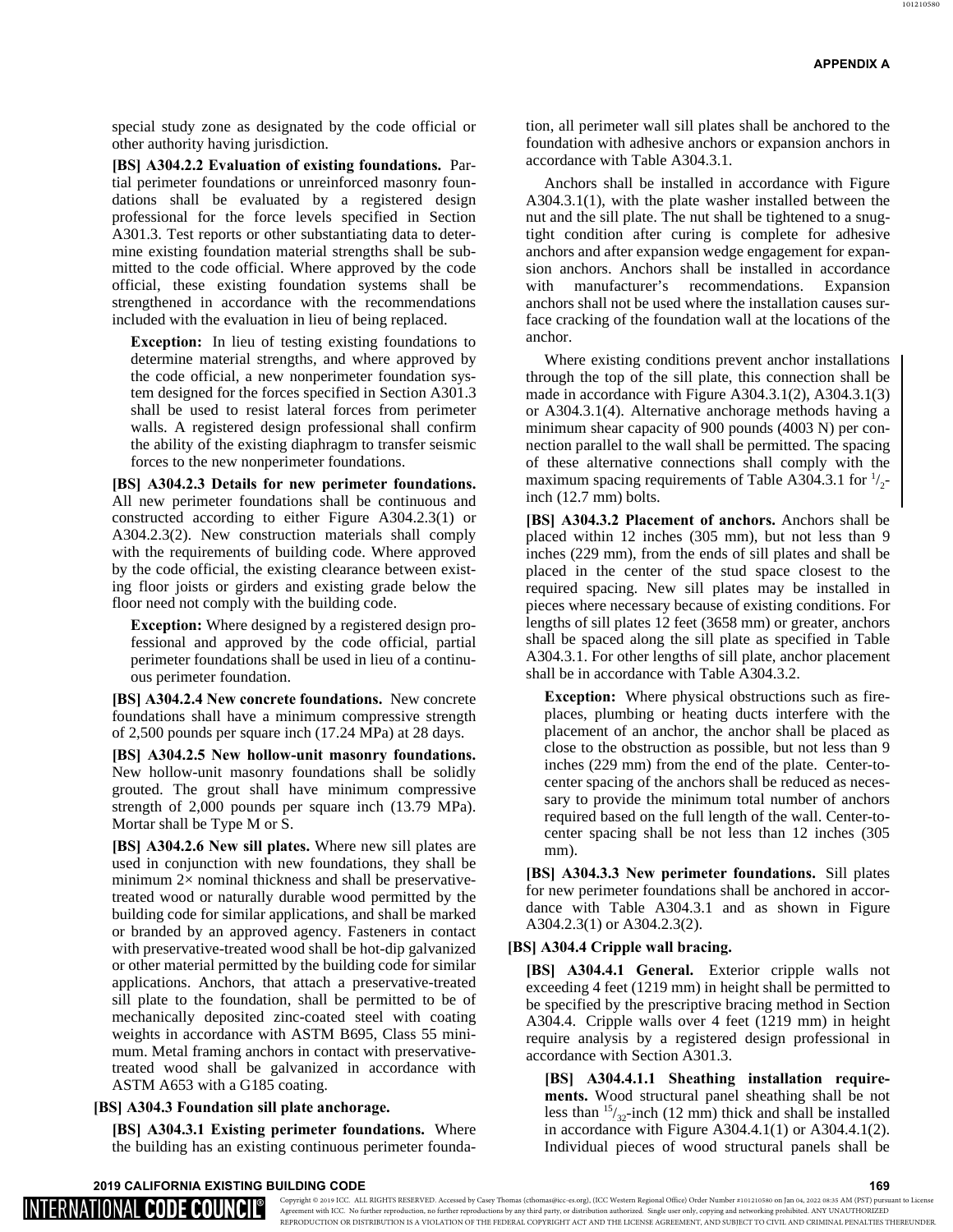special study zone as designated by the code official or other authority having jurisdiction.

**[BS] A304.2.2 Evaluation of existing foundations.** Partial perimeter foundations or unreinforced masonry foundations shall be evaluated by a registered design professional for the force levels specified in Section A301.3. Test reports or other substantiating data to determine existing foundation material strengths shall be submitted to the code official. Where approved by the code official, these existing foundation systems shall be strengthened in accordance with the recommendations included with the evaluation in lieu of being replaced.

> **Exception:** In lieu of testing existing foundations to determine material strengths, and where approved by the code official, a new nonperimeter foundation system designed for the forces specified in Section A301.3 shall be used to resist lateral forces from perimeter walls. A registered design professional shall confirm the ability of the existing diaphragm to transfer seismic forces to the new nonperimeter foundations.

**[BS] A304.2.3 Details for new perimeter foundations.** All new perimeter foundations shall be continuous and constructed according to either Figure A304.2.3(1) or A304.2.3(2). New construction materials shall comply with the requirements of building code. Where approved by the code official, the existing clearance between existing floor joists or girders and existing grade below the floor need not comply with the building code.

> **Exception:** Where designed by a registered design professional and approved by the code official, partial perimeter foundations shall be used in lieu of a continuous perimeter foundation.

**[BS] A304.2.4 New concrete foundations.** New concrete foundations shall have a minimum compressive strength of 2,500 pounds per square inch (17.24 MPa) at 28 days.

**[BS] A304.2.5 New hollow-unit masonry foundations.** New hollow-unit masonry foundations shall be solidly grouted. The grout shall have minimum compressive strength of 2,000 pounds per square inch (13.79 MPa). Mortar shall be Type M or S.

**[BS] A304.2.6 New sill plates.** Where new sill plates are used in conjunction with new foundations, they shall be minimum 2× nominal thickness and shall be preservative-treated wood or naturally durable wood permitted by the building code for similar applications, and shall be marked or branded by an approved agency. Fasteners in contact with preservative-treated wood shall be hot-dip galvanized or other material permitted by the building code for similar applications. Anchors, that attach a preservative-treated sill plate to the foundation, shall be permitted to be of mechanically deposited zinc-coated steel with coating weights in accordance with ASTM B695, Class 55 minimum. Metal framing anchors in contact with preservative-treated wood shall be galvanized in accordance with ASTM A653 with a G185 coating.

**[BS] A304.3 Foundation sill plate anchorage.**

**[BS] A304.3.1 Existing perimeter foundations.** Where the building has an existing continuous perimeter foundation, all perimeter wall sill plates shall be anchored to the foundation with adhesive anchors or expansion anchors in accordance with Table A304.3.1.

Anchors shall be installed in accordance with Figure A304.3.1(1), with the plate washer installed between the nut and the sill plate. The nut shall be tightened to a snug-tight condition after curing is complete for adhesive anchors and after expansion wedge engagement for expansion anchors. Anchors shall be installed in accordance with manufacturer's recommendations. Expansion anchors shall not be used where the installation causes surface cracking of the foundation wall at the locations of the anchor.

Where existing conditions prevent anchor installations through the top of the sill plate, this connection shall be made in accordance with Figure A304.3.1(2), A304.3.1(3) or A304.3.1(4). Alternative anchorage methods having a minimum shear capacity of 900 pounds (4003 N) per connection parallel to the wall shall be permitted. The spacing of these alternative connections shall comply with the maximum spacing requirements of Table A304.3.1 for 1/2-inch (12.7 mm) bolts.

**[BS] A304.3.2 Placement of anchors.** Anchors shall be placed within 12 inches (305 mm), but not less than 9 inches (229 mm), from the ends of sill plates and shall be placed in the center of the stud space closest to the required spacing. New sill plates may be installed in pieces where necessary because of existing conditions. For lengths of sill plates 12 feet (3658 mm) or greater, anchors shall be spaced along the sill plate as specified in Table A304.3.1. For other lengths of sill plate, anchor placement shall be in accordance with Table A304.3.2.

> **Exception:** Where physical obstructions such as fireplaces, plumbing or heating ducts interfere with the placement of an anchor, the anchor shall be placed as close to the obstruction as possible, but not less than 9 inches (229 mm) from the end of the plate. Center-to-center spacing of the anchors shall be reduced as necessary to provide the minimum total number of anchors required based on the full length of the wall. Center-to-center spacing shall be not less than 12 inches (305 mm).

**[BS] A304.3.3 New perimeter foundations.** Sill plates for new perimeter foundations shall be anchored in accordance with Table A304.3.1 and as shown in Figure A304.2.3(1) or A304.2.3(2).

**[BS] A304.4 Cripple wall bracing.**

**[BS] A304.4.1 General.** Exterior cripple walls not exceeding 4 feet (1219 mm) in height shall be permitted to be specified by the prescriptive bracing method in Section A304.4. Cripple walls over 4 feet (1219 mm) in height require analysis by a registered design professional in accordance with Section A301.3.

**[BS] A304.4.1.1 Sheathing installation requirements.** Wood structural panel sheathing shall be not less than 15/32-inch (12 mm) thick and shall be installed in accordance with Figure A304.4.1(1) or A304.4.1(2). Individual pieces of wood structural panels shall be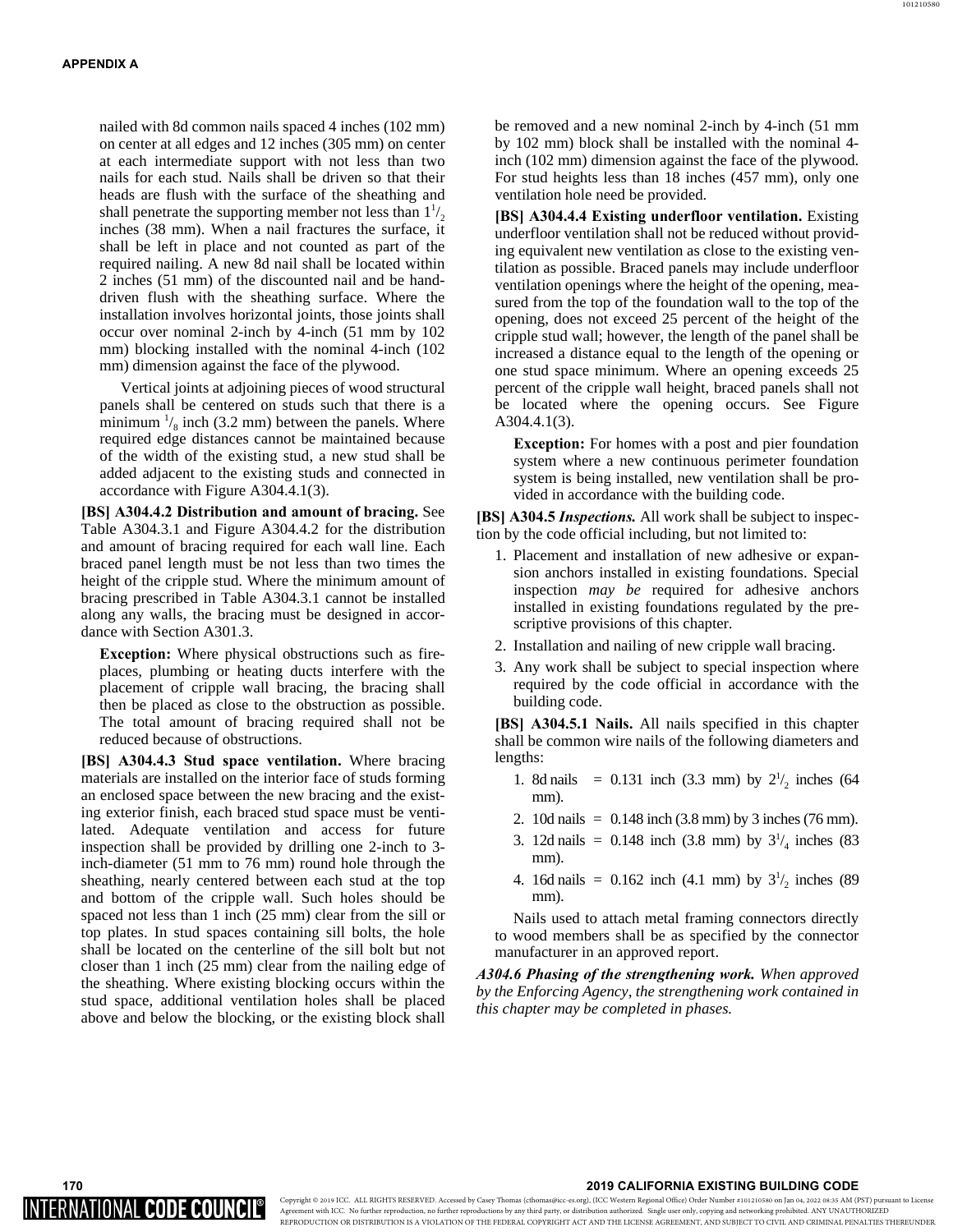nailed with 8d common nails spaced 4 inches (102 mm) on center at all edges and 12 inches (305 mm) on center at each intermediate support with not less than two nails for each stud. Nails shall be driven so that their heads are flush with the surface of the sheathing and shall penetrate the supporting member not less than $1^1/_2$ inches (38 mm). When a nail fractures the surface, it shall be left in place and not counted as part of the required nailing. A new 8d nail shall be located within 2 inches (51 mm) of the discounted nail and be hand-driven flush with the sheathing surface. Where the installation involves horizontal joints, those joints shall occur over nominal 2-inch by 4-inch (51 mm by 102 mm) blocking installed with the nominal 4-inch (102 mm) dimension against the face of the plywood.

Vertical joints at adjoining pieces of wood structural panels shall be centered on studs such that there is a minimum $^1/_8$ inch (3.2 mm) between the panels. Where required edge distances cannot be maintained because of the width of the existing stud, a new stud shall be added adjacent to the existing studs and connected in accordance with Figure A304.4.1(3).

**[BS] A304.4.2 Distribution and amount of bracing.** See Table A304.3.1 and Figure A304.4.2 for the distribution and amount of bracing required for each wall line. Each braced panel length must be not less than two times the height of the cripple stud. Where the minimum amount of bracing prescribed in Table A304.3.1 cannot be installed along any walls, the bracing must be designed in accordance with Section A301.3.

**Exception:** Where physical obstructions such as fireplaces, plumbing or heating ducts interfere with the placement of cripple wall bracing, the bracing shall then be placed as close to the obstruction as possible. The total amount of bracing required shall not be reduced because of obstructions.

**[BS] A304.4.3 Stud space ventilation.** Where bracing materials are installed on the interior face of studs forming an enclosed space between the new bracing and the existing exterior finish, each braced stud space must be ventilated. Adequate ventilation and access for future inspection shall be provided by drilling one 2-inch to 3-inch-diameter (51 mm to 76 mm) round hole through the sheathing, nearly centered between each stud at the top and bottom of the cripple wall. Such holes should be spaced not less than 1 inch (25 mm) clear from the sill or top plates. In stud spaces containing sill bolts, the hole shall be located on the centerline of the sill bolt but not closer than 1 inch (25 mm) clear from the nailing edge of the sheathing. Where existing blocking occurs within the stud space, additional ventilation holes shall be placed above and below the blocking, or the existing block shall be removed and a new nominal 2-inch by 4-inch (51 mm by 102 mm) block shall be installed with the nominal 4-inch (102 mm) dimension against the face of the plywood. For stud heights less than 18 inches (457 mm), only one ventilation hole need be provided.

**[BS] A304.4.4 Existing underfloor ventilation.** Existing underfloor ventilation shall not be reduced without providing equivalent new ventilation as close to the existing ventilation as possible. Braced panels may include underfloor ventilation openings where the height of the opening, measured from the top of the foundation wall to the top of the opening, does not exceed 25 percent of the height of the cripple stud wall; however, the length of the panel shall be increased a distance equal to the length of the opening or one stud space minimum. Where an opening exceeds 25 percent of the cripple wall height, braced panels shall not be located where the opening occurs. See Figure A304.4.1(3).

**Exception:** For homes with a post and pier foundation system where a new continuous perimeter foundation system is being installed, new ventilation shall be provided in accordance with the building code.

**[BS] A304.5 *Inspections.*** All work shall be subject to inspection by the code official including, but not limited to:

1. Placement and installation of new adhesive or expansion anchors installed in existing foundations. Special inspection *may be* required for adhesive anchors installed in existing foundations regulated by the prescriptive provisions of this chapter.
2. Installation and nailing of new cripple wall bracing.
3. Any work shall be subject to special inspection where required by the code official in accordance with the building code.

**[BS] A304.5.1 Nails.** All nails specified in this chapter shall be common wire nails of the following diameters and lengths:

1. 8d nails = 0.131 inch (3.3 mm) by $2^1/_2$ inches (64 mm).
2. 10d nails = 0.148 inch (3.8 mm) by 3 inches (76 mm).
3. 12d nails = 0.148 inch (3.8 mm) by $3^1/_4$ inches (83 mm).
4. 16d nails = 0.162 inch (4.1 mm) by $3^1/_2$ inches (89 mm).

Nails used to attach metal framing connectors directly to wood members shall be as specified by the connector manufacturer in an approved report.

***A304.6 Phasing of the strengthening work.*** *When approved by the Enforcing Agency, the strengthening work contained in this chapter may be completed in phases.*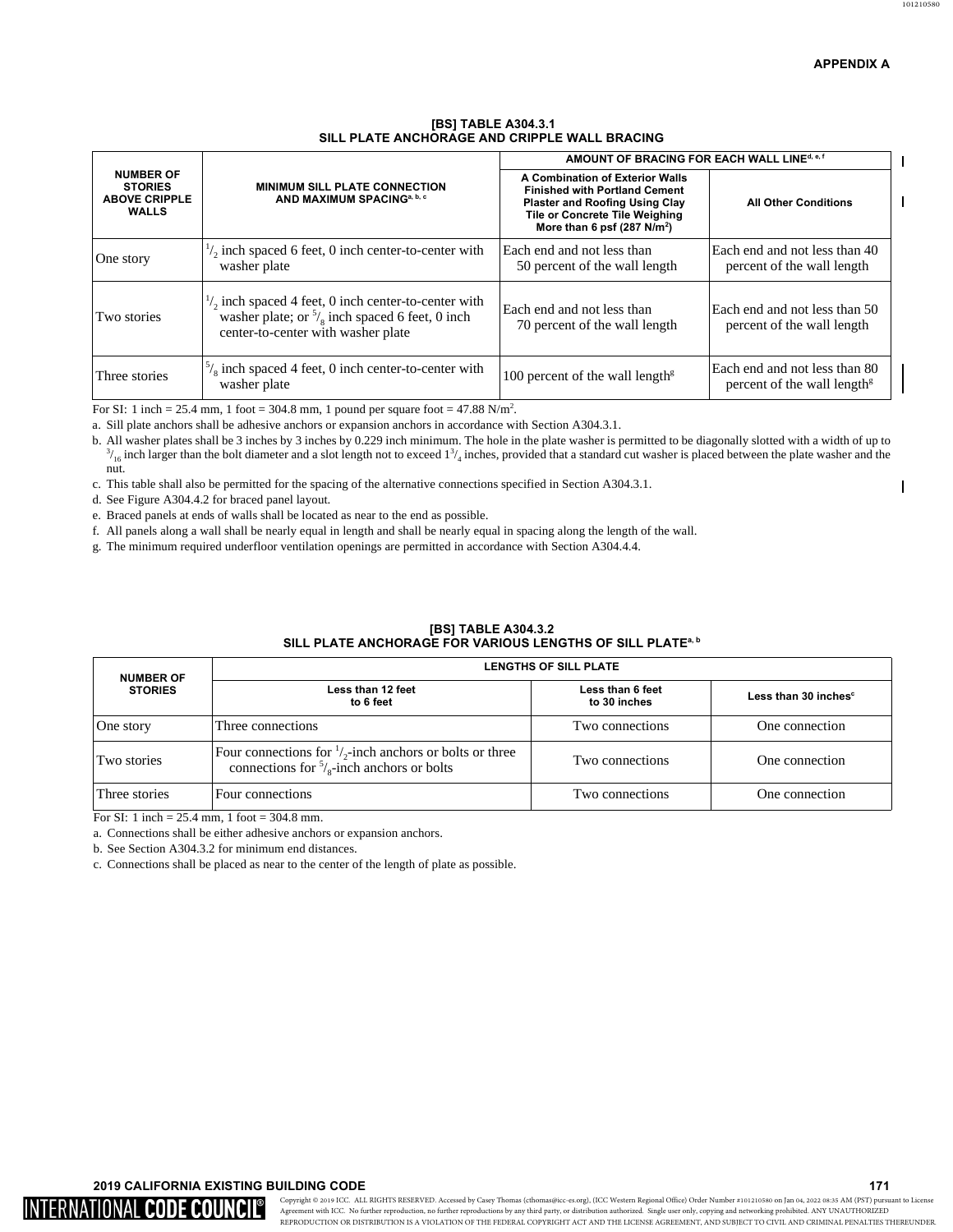**[BS] TABLE A304.3.1**
**SILL PLATE ANCHORAGE AND CRIPPLE WALL BRACING**

| NUMBER OF STORIES ABOVE CRIPPLE WALLS | MINIMUM SILL PLATE CONNECTION AND MAXIMUM SPACING[a, b, c] | AMOUNT OF BRACING FOR EACH WALL LINE[d, e, f] | |
|---|---|---|---|
| | | A Combination of Exterior Walls Finished with Portland Cement Plaster and Roofing Using Clay Tile or Concrete Tile Weighing More than 6 psf (287 N/m$^2$) | All Other Conditions |
| One story | $^1/_2$ inch spaced 6 feet, 0 inch center-to-center with washer plate | Each end and not less than 50 percent of the wall length | Each end and not less than 40 percent of the wall length |
| Two stories | $^1/_2$ inch spaced 4 feet, 0 inch center-to-center with washer plate; or $^5/_8$ inch spaced 6 feet, 0 inch center-to-center with washer plate | Each end and not less than 70 percent of the wall length | Each end and not less than 50 percent of the wall length |
| Three stories | $^5/_8$ inch spaced 4 feet, 0 inch center-to-center with washer plate | 100 percent of the wall length[g] | Each end and not less than 80 percent of the wall length[g] |

For SI: 1 inch = 25.4 mm, 1 foot = 304.8 mm, 1 pound per square foot = 47.88 N/m$^2$.

a. Sill plate anchors shall be adhesive anchors or expansion anchors in accordance with Section A304.3.1.

b. All washer plates shall be 3 inches by 3 inches by 0.229 inch minimum. The hole in the plate washer is permitted to be diagonally slotted with a width of up to $^3/_{16}$ inch larger than the bolt diameter and a slot length not to exceed $1^3/_4$ inches, provided that a standard cut washer is placed between the plate washer and the nut.

c. This table shall also be permitted for the spacing of the alternative connections specified in Section A304.3.1.

d. See Figure A304.4.2 for braced panel layout.

e. Braced panels at ends of walls shall be located as near to the end as possible.

f. All panels along a wall shall be nearly equal in length and shall be nearly equal in spacing along the length of the wall.

g. The minimum required underfloor ventilation openings are permitted in accordance with Section A304.4.4.

**[BS] TABLE A304.3.2**
**SILL PLATE ANCHORAGE FOR VARIOUS LENGTHS OF SILL PLATE[a, b]**

| NUMBER OF STORIES | LENGTHS OF SILL PLATE | | |
|---|---|---|---|
| | Less than 12 feet to 6 feet | Less than 6 feet to 30 inches | Less than 30 inches[c] |
| One story | Three connections | Two connections | One connection |
| Two stories | Four connections for $^1/_2$-inch anchors or bolts or three connections for $^5/_8$-inch anchors or bolts | Two connections | One connection |
| Three stories | Four connections | Two connections | One connection |

For SI: 1 inch = 25.4 mm, 1 foot = 304.8 mm.

a. Connections shall be either adhesive anchors or expansion anchors.

b. See Section A304.3.2 for minimum end distances.

c. Connections shall be placed as near to the center of the length of plate as possible.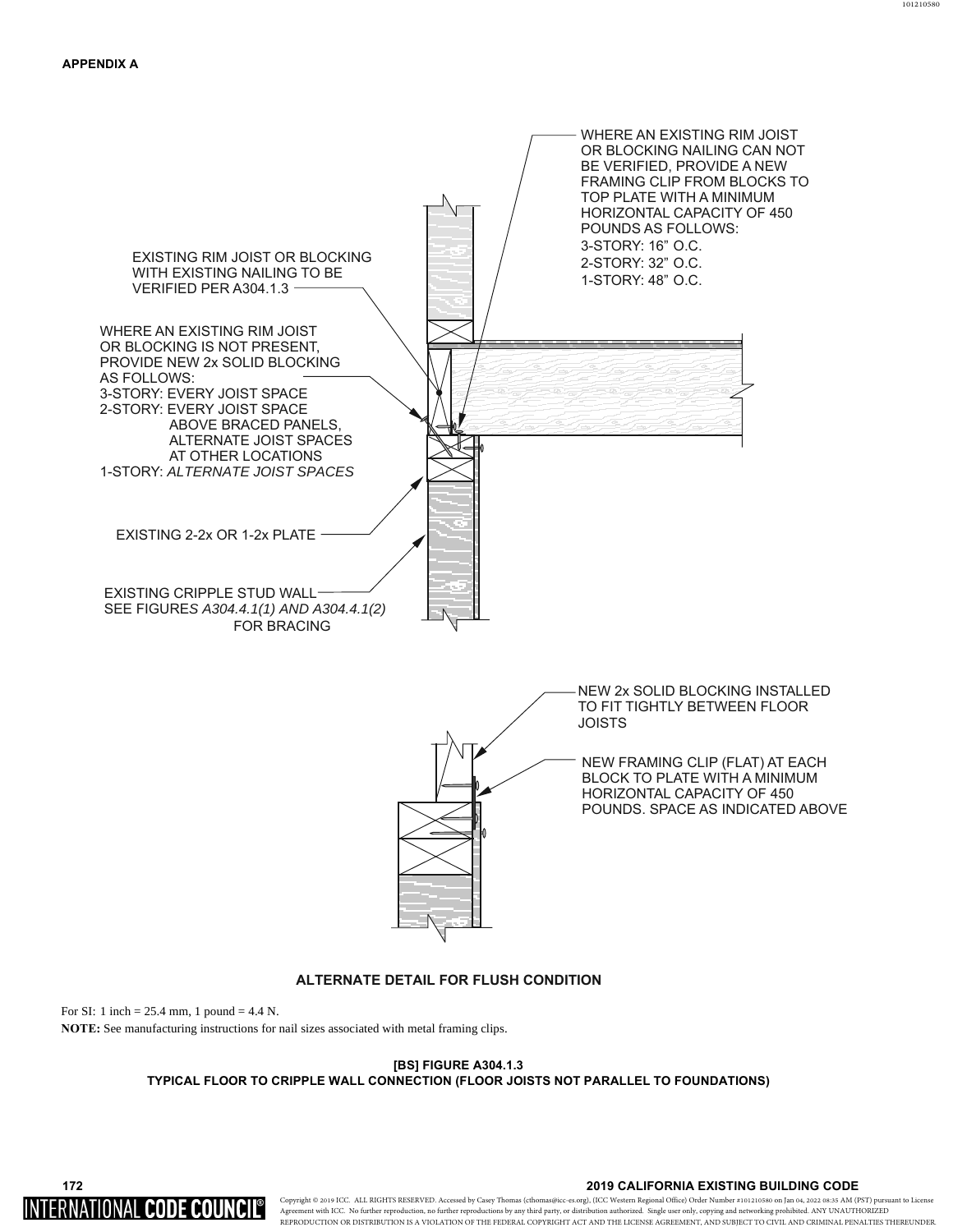WHERE AN EXISTING RIM JOIST OR BLOCKING NAILING CAN NOT BE VERIFIED, PROVIDE A NEW FRAMING CLIP FROM BLOCKS TO TOP PLATE WITH A MINIMUM HORIZONTAL CAPACITY OF 450 POUNDS AS FOLLOWS:
3-STORY: 16" O.C.
2-STORY: 32" O.C.
1-STORY: 48" O.C.

EXISTING RIM JOIST OR BLOCKING WITH EXISTING NAILING TO BE VERIFIED PER A304.1.3

WHERE AN EXISTING RIM JOIST OR BLOCKING IS NOT PRESENT, PROVIDE NEW 2x SOLID BLOCKING AS FOLLOWS:
3-STORY: EVERY JOIST SPACE
2-STORY: EVERY JOIST SPACE ABOVE BRACED PANELS, ALTERNATE JOIST SPACES AT OTHER LOCATIONS
1-STORY: *ALTERNATE JOIST SPACES*

EXISTING 2-2x OR 1-2x PLATE

EXISTING CRIPPLE STUD WALL SEE FIGURES *A304.4.1(1) AND A304.4.1(2)* FOR BRACING

NEW 2x SOLID BLOCKING INSTALLED TO FIT TIGHTLY BETWEEN FLOOR JOISTS

NEW FRAMING CLIP (FLAT) AT EACH BLOCK TO PLATE WITH A MINIMUM HORIZONTAL CAPACITY OF 450 POUNDS. SPACE AS INDICATED ABOVE

**ALTERNATE DETAIL FOR FLUSH CONDITION**

For SI: 1 inch = 25.4 mm, 1 pound = 4.4 N.

**NOTE:** See manufacturing instructions for nail sizes associated with metal framing clips.

**[BS] FIGURE A304.1.3**
**TYPICAL FLOOR TO CRIPPLE WALL CONNECTION (FLOOR JOISTS NOT PARALLEL TO FOUNDATIONS)**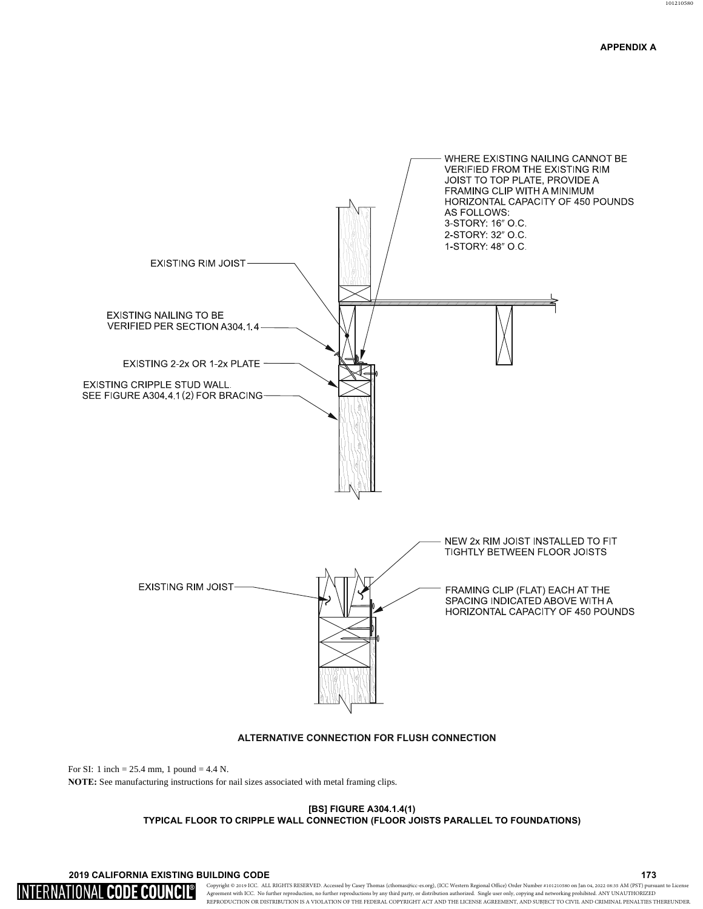WHERE EXISTING NAILING CANNOT BE VERIFIED FROM THE EXISTING RIM JOIST TO TOP PLATE, PROVIDE A FRAMING CLIP WITH A MINIMUM HORIZONTAL CAPACITY OF 450 POUNDS AS FOLLOWS:
3-STORY: 16″ O.C.
2-STORY: 32″ O.C.
1-STORY: 48″ O.C.

EXISTING RIM JOIST

EXISTING NAILING TO BE VERIFIED PER SECTION A304.1.4

EXISTING 2-2x OR 1-2x PLATE

EXISTING CRIPPLE STUD WALL. SEE FIGURE A304.4.1(2) FOR BRACING

NEW 2x RIM JOIST INSTALLED TO FIT TIGHTLY BETWEEN FLOOR JOISTS

EXISTING RIM JOIST

FRAMING CLIP (FLAT) EACH AT THE SPACING INDICATED ABOVE WITH A HORIZONTAL CAPACITY OF 450 POUNDS

**ALTERNATIVE CONNECTION FOR FLUSH CONNECTION**

For SI: 1 inch = 25.4 mm, 1 pound = 4.4 N.

**NOTE:** See manufacturing instructions for nail sizes associated with metal framing clips.

**[BS] FIGURE A304.1.4(1)**
**TYPICAL FLOOR TO CRIPPLE WALL CONNECTION (FLOOR JOISTS PARALLEL TO FOUNDATIONS)**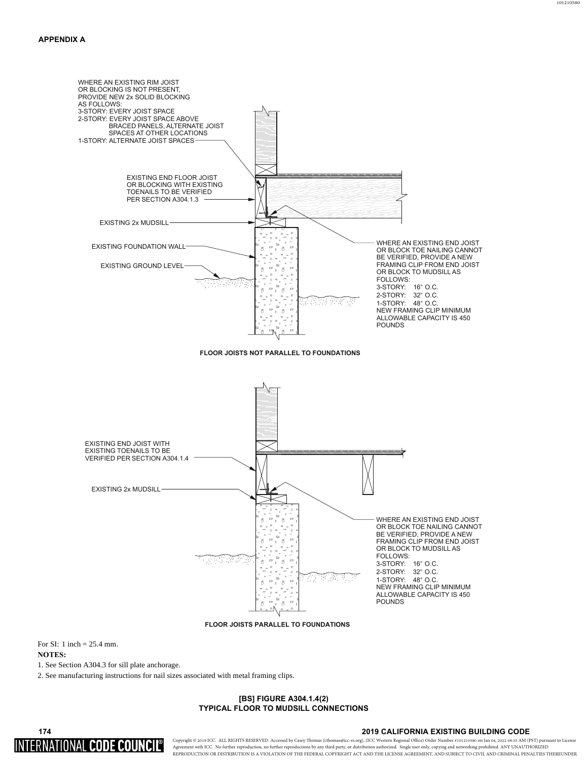WHERE AN EXISTING RIM JOIST OR BLOCKING IS NOT PRESENT, PROVIDE NEW 2x SOLID BLOCKING AS FOLLOWS:
3-STORY: EVERY JOIST SPACE
2-STORY: EVERY JOIST SPACE ABOVE BRACED PANELS, ALTERNATE JOIST SPACES AT OTHER LOCATIONS
1-STORY: ALTERNATE JOIST SPACES

EXISTING END FLOOR JOIST OR BLOCKING WITH EXISTING TOENAILS TO BE VERIFIED PER SECTION A304.1.3

EXISTING 2x MUDSILL

EXISTING FOUNDATION WALL

EXISTING GROUND LEVEL

WHERE AN EXISTING END JOIST OR BLOCK TOE NAILING CANNOT BE VERIFIED, PROVIDE A NEW FRAMING CLIP FROM END JOIST OR BLOCK TO MUDSILL AS FOLLOWS:
3-STORY: 16″ O.C.
2-STORY: 32″ O.C.
1-STORY: 48″ O.C.
NEW FRAMING CLIP MINIMUM ALLOWABLE CAPACITY IS 450 POUNDS

**FLOOR JOISTS NOT PARALLEL TO FOUNDATIONS**

EXISTING END JOIST WITH EXISTING TOENAILS TO BE VERIFIED PER SECTION A304.1.4

EXISTING 2x MUDSILL

WHERE AN EXISTING END JOIST OR BLOCK TOE NAILING CANNOT BE VERIFIED, PROVIDE A NEW FRAMING CLIP FROM END JOIST OR BLOCK TO MUDSILL AS FOLLOWS:
3-STORY: 16″ O.C.
2-STORY: 32″ O.C.
1-STORY: 48″ O.C.
NEW FRAMING CLIP MINIMUM ALLOWABLE CAPACITY IS 450 POUNDS

**FLOOR JOISTS PARALLEL TO FOUNDATIONS**

For SI: 1 inch = 25.4 mm.

**NOTES:**

1. See Section A304.3 for sill plate anchorage.
2. See manufacturing instructions for nail sizes associated with metal framing clips.

**[BS] FIGURE A304.1.4(2)**
**TYPICAL FLOOR TO MUDSILL CONNECTIONS**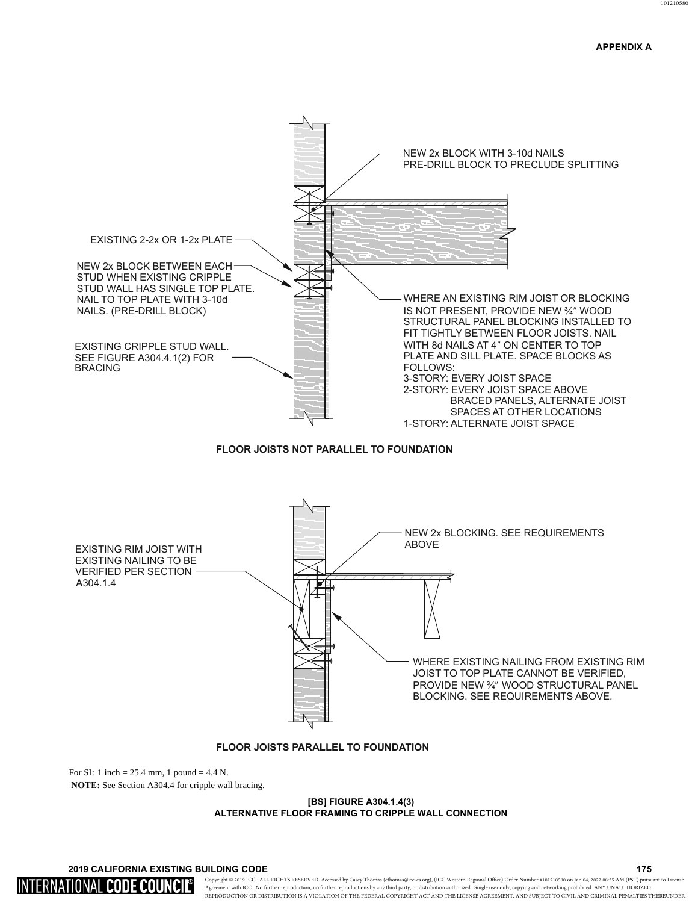NEW 2x BLOCK WITH 3-10d NAILS
PRE-DRILL BLOCK TO PRECLUDE SPLITTING

EXISTING 2-2x OR 1-2x PLATE

NEW 2x BLOCK BETWEEN EACH STUD WHEN EXISTING CRIPPLE STUD WALL HAS SINGLE TOP PLATE. NAIL TO TOP PLATE WITH 3-10d NAILS. (PRE-DRILL BLOCK)

EXISTING CRIPPLE STUD WALL. SEE FIGURE A304.4.1(2) FOR BRACING

WHERE AN EXISTING RIM JOIST OR BLOCKING IS NOT PRESENT, PROVIDE NEW ¾″ WOOD STRUCTURAL PANEL BLOCKING INSTALLED TO FIT TIGHTLY BETWEEN FLOOR JOISTS. NAIL WITH 8d NAILS AT 4″ ON CENTER TO TOP PLATE AND SILL PLATE. SPACE BLOCKS AS FOLLOWS:
3-STORY: EVERY JOIST SPACE
2-STORY: EVERY JOIST SPACE ABOVE BRACED PANELS, ALTERNATE JOIST SPACES AT OTHER LOCATIONS
1-STORY: ALTERNATE JOIST SPACE

**FLOOR JOISTS NOT PARALLEL TO FOUNDATION**

EXISTING RIM JOIST WITH EXISTING NAILING TO BE VERIFIED PER SECTION A304.1.4

NEW 2x BLOCKING. SEE REQUIREMENTS ABOVE

WHERE EXISTING NAILING FROM EXISTING RIM JOIST TO TOP PLATE CANNOT BE VERIFIED, PROVIDE NEW ¾″ WOOD STRUCTURAL PANEL BLOCKING. SEE REQUIREMENTS ABOVE.

**FLOOR JOISTS PARALLEL TO FOUNDATION**

For SI: 1 inch = 25.4 mm, 1 pound = 4.4 N.

**NOTE:** See Section A304.4 for cripple wall bracing.

**[BS] FIGURE A304.1.4(3)**
**ALTERNATIVE FLOOR FRAMING TO CRIPPLE WALL CONNECTION**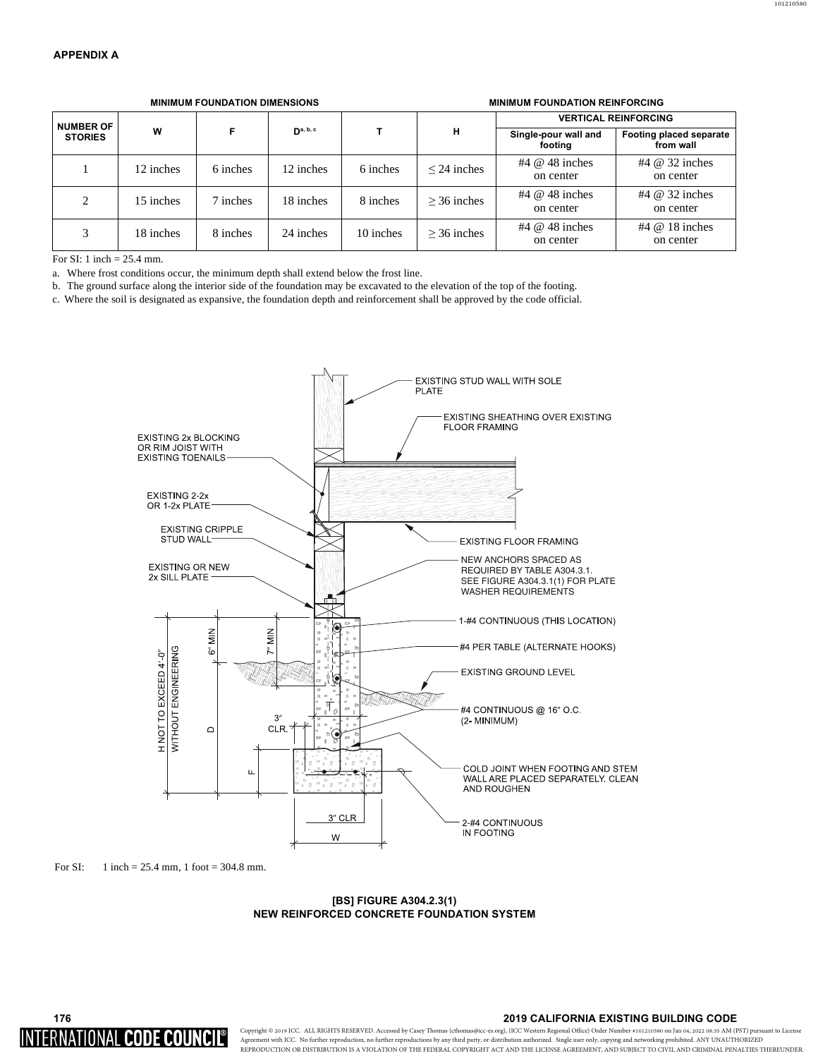## APPENDIX A

| NUMBER OF STORIES | MINIMUM FOUNDATION DIMENSIONS | | | | | MINIMUM FOUNDATION REINFORCING | |
|---|---|---|---|---|---|---|---|
| | W | F | D[a, b, c] | T | H | VERTICAL REINFORCING | |
| | | | | | | Single-pour wall and footing | Footing placed separate from wall |
| 1 | 12 inches | 6 inches | 12 inches | 6 inches | ≤ 24 inches | #4 @ 48 inches on center | #4 @ 32 inches on center |
| 2 | 15 inches | 7 inches | 18 inches | 8 inches | ≥ 36 inches | #4 @ 48 inches on center | #4 @ 32 inches on center |
| 3 | 18 inches | 8 inches | 24 inches | 10 inches | ≥ 36 inches | #4 @ 48 inches on center | #4 @ 18 inches on center |

For SI: 1 inch = 25.4 mm.

a. Where frost conditions occur, the minimum depth shall extend below the frost line.

b. The ground surface along the interior side of the foundation may be excavated to the elevation of the top of the footing.

c. Where the soil is designated as expansive, the foundation depth and reinforcement shall be approved by the code official.

EXISTING STUD WALL WITH SOLE PLATE

EXISTING SHEATHING OVER EXISTING FLOOR FRAMING

EXISTING 2x BLOCKING OR RIM JOIST WITH EXISTING TOENAILS

EXISTING 2-2x OR 1-2x PLATE

EXISTING CRIPPLE STUD WALL

EXISTING FLOOR FRAMING

EXISTING OR NEW 2x SILL PLATE

NEW ANCHORS SPACED AS REQUIRED BY TABLE A304.3.1. SEE FIGURE A304.3.1(1) FOR PLATE WASHER REQUIREMENTS

1-#4 CONTINUOUS (THIS LOCATION)

#4 PER TABLE (ALTERNATE HOOKS)

EXISTING GROUND LEVEL

#4 CONTINUOUS @ 16″ O.C. (2- MINIMUM)

COLD JOINT WHEN FOOTING AND STEM WALL ARE PLACED SEPARATELY. CLEAN AND ROUGHEN

2-#4 CONTINUOUS IN FOOTING

H NOT TO EXCEED 4′-0″ WITHOUT ENGINEERING

6″ MIN

7″ MIN

D

F

T

3″ CLR.

3″ CLR

W

For SI: 1 inch = 25.4 mm, 1 foot = 304.8 mm.

**[BS] FIGURE A304.2.3(1)**
**NEW REINFORCED CONCRETE FOUNDATION SYSTEM**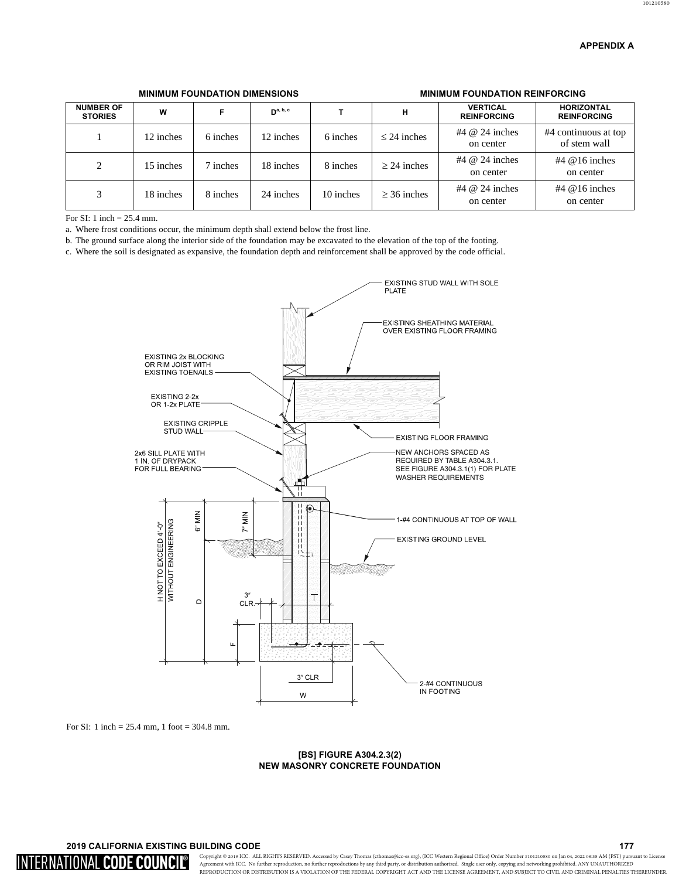| MINIMUM FOUNDATION DIMENSIONS | | | | | | MINIMUM FOUNDATION REINFORCING | |
|---|---|---|---|---|---|---|---|
| NUMBER OF STORIES | W | F | D[a, b, c] | T | H | VERTICAL REINFORCING | HORIZONTAL REINFORCING |
| 1 | 12 inches | 6 inches | 12 inches | 6 inches | ≤ 24 inches | #4 @ 24 inches on center | #4 continuous at top of stem wall |
| 2 | 15 inches | 7 inches | 18 inches | 8 inches | ≥ 24 inches | #4 @ 24 inches on center | #4 @16 inches on center |
| 3 | 18 inches | 8 inches | 24 inches | 10 inches | ≥ 36 inches | #4 @ 24 inches on center | #4 @16 inches on center |

For SI: 1 inch = 25.4 mm.

a. Where frost conditions occur, the minimum depth shall extend below the frost line.

b. The ground surface along the interior side of the foundation may be excavated to the elevation of the top of the footing.

c. Where the soil is designated as expansive, the foundation depth and reinforcement shall be approved by the code official.

EXISTING STUD WALL WITH SOLE PLATE

EXISTING SHEATHING MATERIAL OVER EXISTING FLOOR FRAMING

EXISTING 2x BLOCKING OR RIM JOIST WITH EXISTING TOENAILS

EXISTING 2-2x OR 1-2x PLATE

EXISTING CRIPPLE STUD WALL

EXISTING FLOOR FRAMING

2x6 SILL PLATE WITH 1 IN. OF DRYPACK FOR FULL BEARING

NEW ANCHORS SPACED AS REQUIRED BY TABLE A304.3.1. SEE FIGURE A304.3.1(1) FOR PLATE WASHER REQUIREMENTS

1-#4 CONTINUOUS AT TOP OF WALL

EXISTING GROUND LEVEL

H NOT TO EXCEED 4′-0″ WITHOUT ENGINEERING

6″ MIN

7″ MIN

D

T

3″ CLR.

F

3″ CLR

W

2-#4 CONTINUOUS IN FOOTING

For SI: 1 inch = 25.4 mm, 1 foot = 304.8 mm.

**[BS] FIGURE A304.2.3(2)**
**NEW MASONRY CONCRETE FOUNDATION**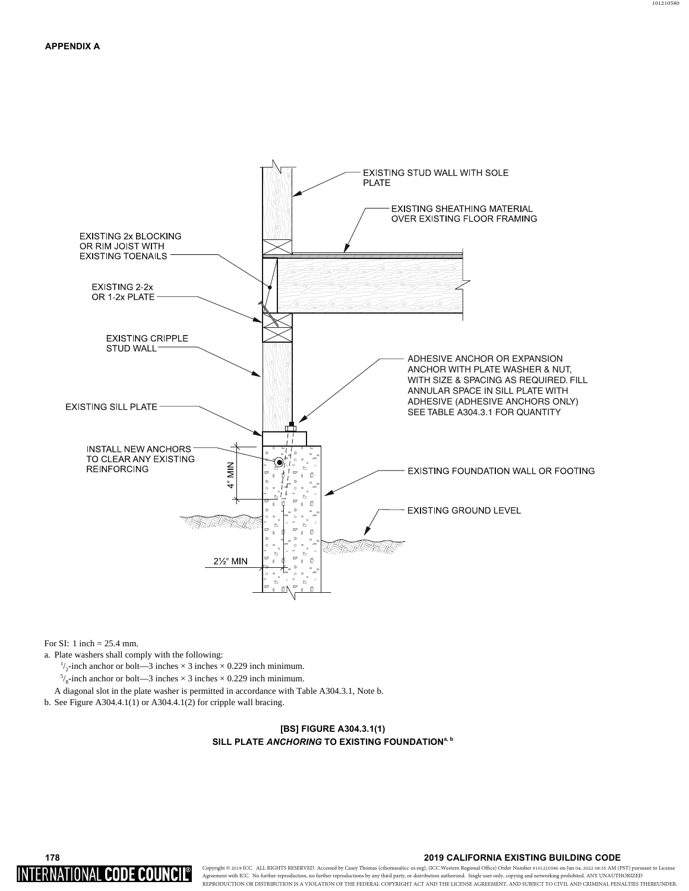EXISTING STUD WALL WITH SOLE PLATE

EXISTING SHEATHING MATERIAL OVER EXISTING FLOOR FRAMING

EXISTING 2x BLOCKING OR RIM JOIST WITH EXISTING TOENAILS

EXISTING 2-2x OR 1-2x PLATE

EXISTING CRIPPLE STUD WALL

ADHESIVE ANCHOR OR EXPANSION ANCHOR WITH PLATE WASHER & NUT, WITH SIZE & SPACING AS REQUIRED. FILL ANNULAR SPACE IN SILL PLATE WITH ADHESIVE (ADHESIVE ANCHORS ONLY) SEE TABLE A304.3.1 FOR QUANTITY

EXISTING SILL PLATE

INSTALL NEW ANCHORS TO CLEAR ANY EXISTING REINFORCING

4″ MIN

EXISTING FOUNDATION WALL OR FOOTING

EXISTING GROUND LEVEL

2½″ MIN

For SI: 1 inch = 25.4 mm.

a. Plate washers shall comply with the following:

$^{1}/_{2}$-inch anchor or bolt—3 inches × 3 inches × 0.229 inch minimum.

$^{5}/_{8}$-inch anchor or bolt—3 inches × 3 inches × 0.229 inch minimum.

A diagonal slot in the plate washer is permitted in accordance with Table A304.3.1, Note b.

b. See Figure A304.4.1(1) or A304.4.1(2) for cripple wall bracing.

**[BS] FIGURE A304.3.1(1)**
**SILL PLATE *ANCHORING* TO EXISTING FOUNDATION[a, b]**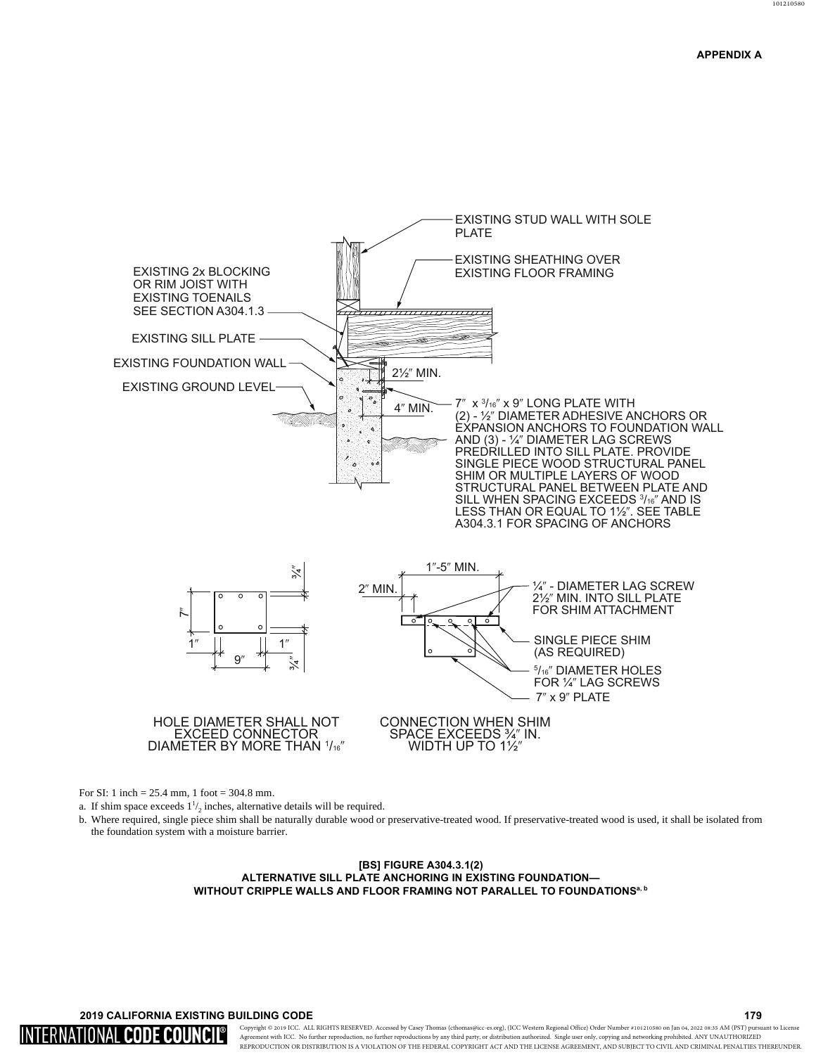EXISTING STUD WALL WITH SOLE PLATE

EXISTING SHEATHING OVER EXISTING FLOOR FRAMING

EXISTING 2x BLOCKING OR RIM JOIST WITH EXISTING TOENAILS SEE SECTION A304.1.3

EXISTING SILL PLATE

EXISTING FOUNDATION WALL

EXISTING GROUND LEVEL

2½″ MIN.

4″ MIN.

7″ x $^{3}/_{16}$″ x 9″ LONG PLATE WITH (2) - ½″ DIAMETER ADHESIVE ANCHORS OR EXPANSION ANCHORS TO FOUNDATION WALL AND (3) - ¼″ DIAMETER LAG SCREWS PREDRILLED INTO SILL PLATE. PROVIDE SINGLE PIECE WOOD STRUCTURAL PANEL SHIM OR MULTIPLE LAYERS OF WOOD STRUCTURAL PANEL BETWEEN PLATE AND SILL WHEN SPACING EXCEEDS $^{3}/_{16}$″ AND IS LESS THAN OR EQUAL TO 1½″. SEE TABLE A304.3.1 FOR SPACING OF ANCHORS

¾″ 7″ ¾″ 1″ 1″ 9″

HOLE DIAMETER SHALL NOT EXCEED CONNECTOR DIAMETER BY MORE THAN $^{1}/_{16}$″

1″-5″ MIN.

2″ MIN.

¼″ - DIAMETER LAG SCREW 2½″ MIN. INTO SILL PLATE FOR SHIM ATTACHMENT

SINGLE PIECE SHIM (AS REQUIRED)

$^{5}/_{16}$″ DIAMETER HOLES FOR ¼″ LAG SCREWS

7″ x 9″ PLATE

CONNECTION WHEN SHIM SPACE EXCEEDS ¾″ IN. WIDTH UP TO 1½″

For SI: 1 inch = 25.4 mm, 1 foot = 304.8 mm.

a. If shim space exceeds $1^{1}/_{2}$ inches, alternative details will be required.

b. Where required, single piece shim shall be naturally durable wood or preservative-treated wood. If preservative-treated wood is used, it shall be isolated from the foundation system with a moisture barrier.

**[BS] FIGURE A304.3.1(2)**
**ALTERNATIVE SILL PLATE ANCHORING IN EXISTING FOUNDATION— WITHOUT CRIPPLE WALLS AND FLOOR FRAMING NOT PARALLEL TO FOUNDATIONS[a, b]**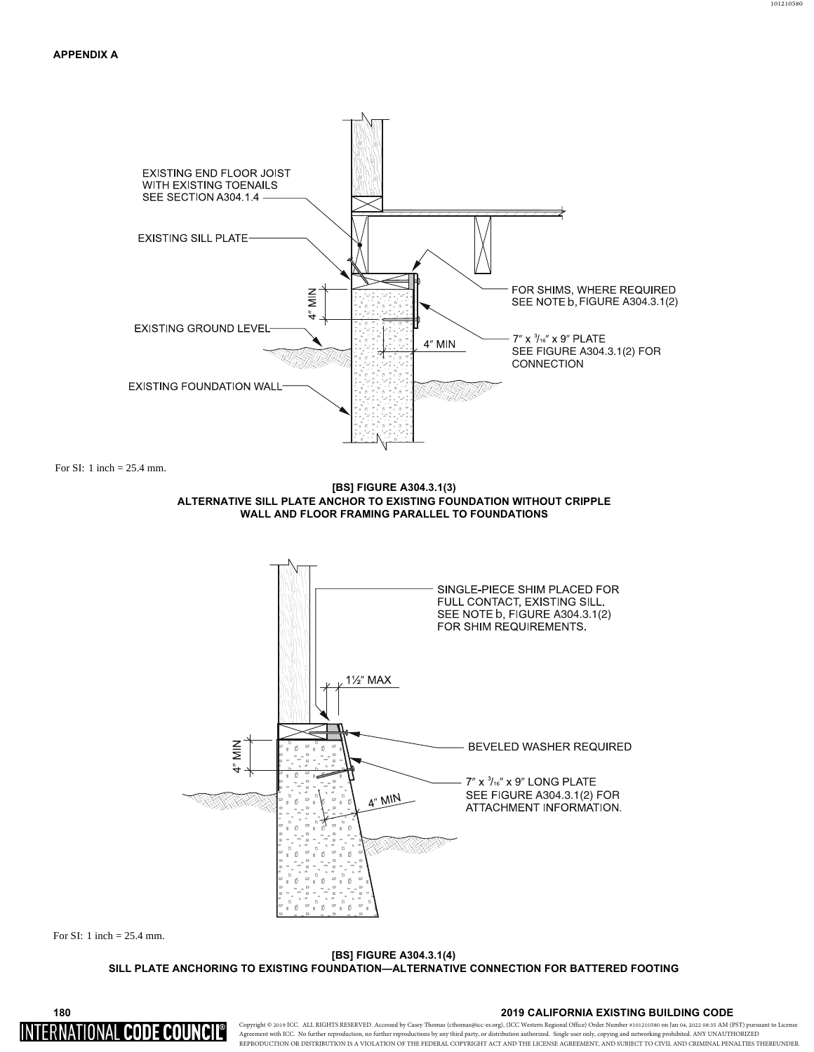EXISTING END FLOOR JOIST WITH EXISTING TOENAILS SEE SECTION A304.1.4

EXISTING SILL PLATE

FOR SHIMS, WHERE REQUIRED SEE NOTE b, FIGURE A304.3.1(2)

4″ MIN

EXISTING GROUND LEVEL

4″ MIN

7″ x $^{3}/_{16}$″ x 9″ PLATE SEE FIGURE A304.3.1(2) FOR CONNECTION

EXISTING FOUNDATION WALL

For SI: 1 inch = 25.4 mm.

**[BS] FIGURE A304.3.1(3)**
**ALTERNATIVE SILL PLATE ANCHOR TO EXISTING FOUNDATION WITHOUT CRIPPLE WALL AND FLOOR FRAMING PARALLEL TO FOUNDATIONS**

SINGLE-PIECE SHIM PLACED FOR FULL CONTACT, EXISTING SILL. SEE NOTE b, FIGURE A304.3.1(2) FOR SHIM REQUIREMENTS.

1½″ MAX

4″ MIN

BEVELED WASHER REQUIRED

7″ x $^{3}/_{16}$″ x 9″ LONG PLATE SEE FIGURE A304.3.1(2) FOR ATTACHMENT INFORMATION.

4″ MIN

For SI: 1 inch = 25.4 mm.

**[BS] FIGURE A304.3.1(4)**
**SILL PLATE ANCHORING TO EXISTING FOUNDATION—ALTERNATIVE CONNECTION FOR BATTERED FOOTING**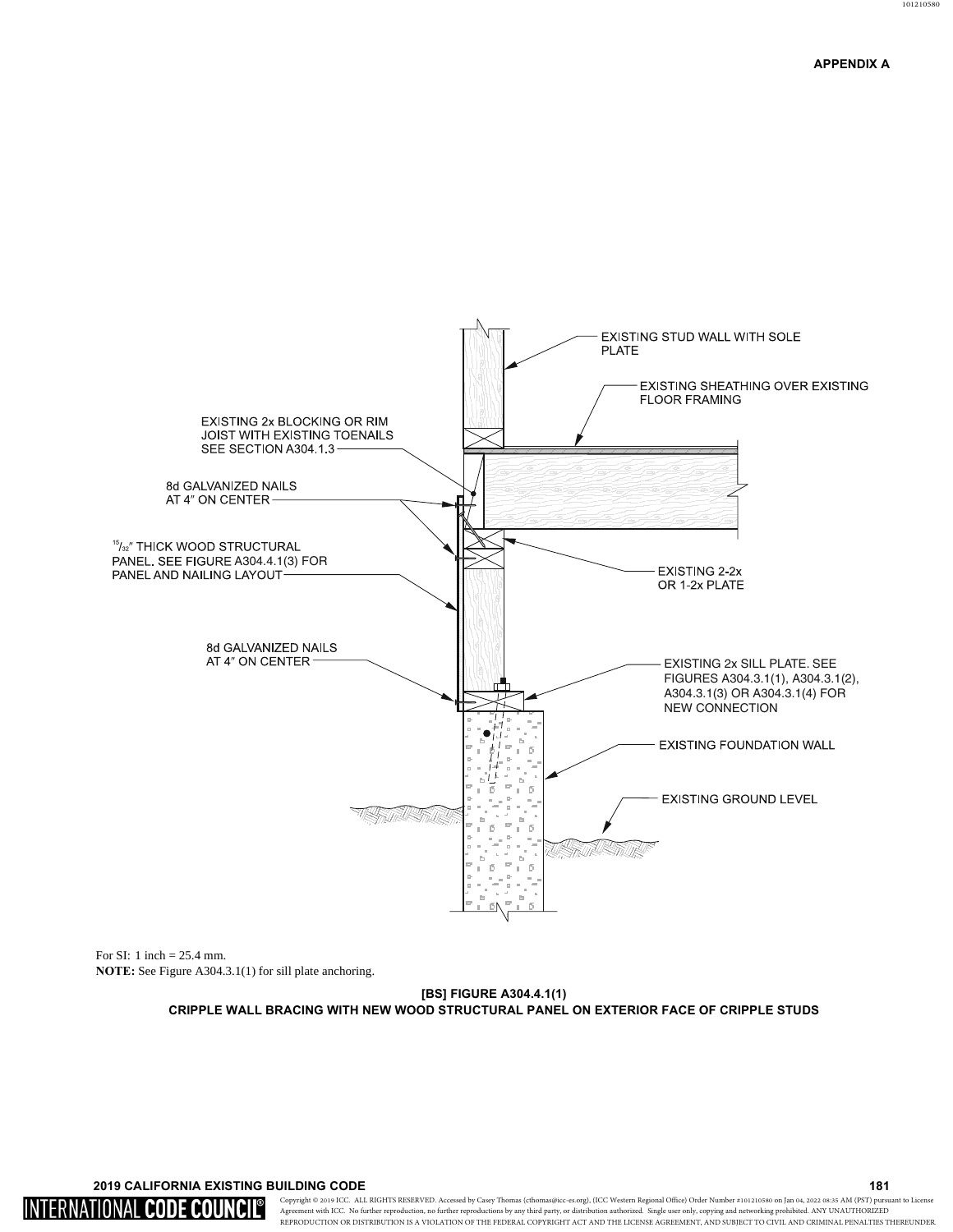EXISTING STUD WALL WITH SOLE PLATE

EXISTING SHEATHING OVER EXISTING FLOOR FRAMING

EXISTING 2x BLOCKING OR RIM JOIST WITH EXISTING TOENAILS SEE SECTION A304.1.3

8d GALVANIZED NAILS AT 4″ ON CENTER

$^{15}/_{32}$″ THICK WOOD STRUCTURAL PANEL. SEE FIGURE A304.4.1(3) FOR PANEL AND NAILING LAYOUT

EXISTING 2-2x OR 1-2x PLATE

8d GALVANIZED NAILS AT 4″ ON CENTER

EXISTING 2x SILL PLATE. SEE FIGURES A304.3.1(1), A304.3.1(2), A304.3.1(3) OR A304.3.1(4) FOR NEW CONNECTION

EXISTING FOUNDATION WALL

EXISTING GROUND LEVEL

For SI: 1 inch = 25.4 mm.

**NOTE:** See Figure A304.3.1(1) for sill plate anchoring.

**[BS] FIGURE A304.4.1(1)**
**CRIPPLE WALL BRACING WITH NEW WOOD STRUCTURAL PANEL ON EXTERIOR FACE OF CRIPPLE STUDS**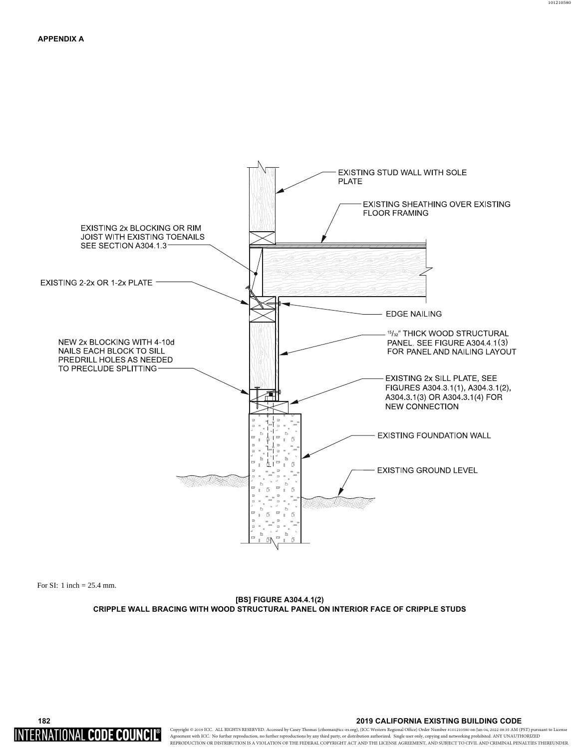EXISTING STUD WALL WITH SOLE PLATE

EXISTING SHEATHING OVER EXISTING FLOOR FRAMING

EXISTING 2x BLOCKING OR RIM JOIST WITH EXISTING TOENAILS SEE SECTION A304.1.3

EXISTING 2-2x OR 1-2x PLATE

EDGE NAILING

$^{15}/_{32}$" THICK WOOD STRUCTURAL PANEL. SEE FIGURE A304.4.1(3) FOR PANEL AND NAILING LAYOUT

NEW 2x BLOCKING WITH 4-10d NAILS EACH BLOCK TO SILL PREDRILL HOLES AS NEEDED TO PRECLUDE SPLITTING

EXISTING 2x SILL PLATE, SEE FIGURES A304.3.1(1), A304.3.1(2), A304.3.1(3) OR A304.3.1(4) FOR NEW CONNECTION

EXISTING FOUNDATION WALL

EXISTING GROUND LEVEL

For SI: 1 inch = 25.4 mm.

**[BS] FIGURE A304.4.1(2)**
**CRIPPLE WALL BRACING WITH WOOD STRUCTURAL PANEL ON INTERIOR FACE OF CRIPPLE STUDS**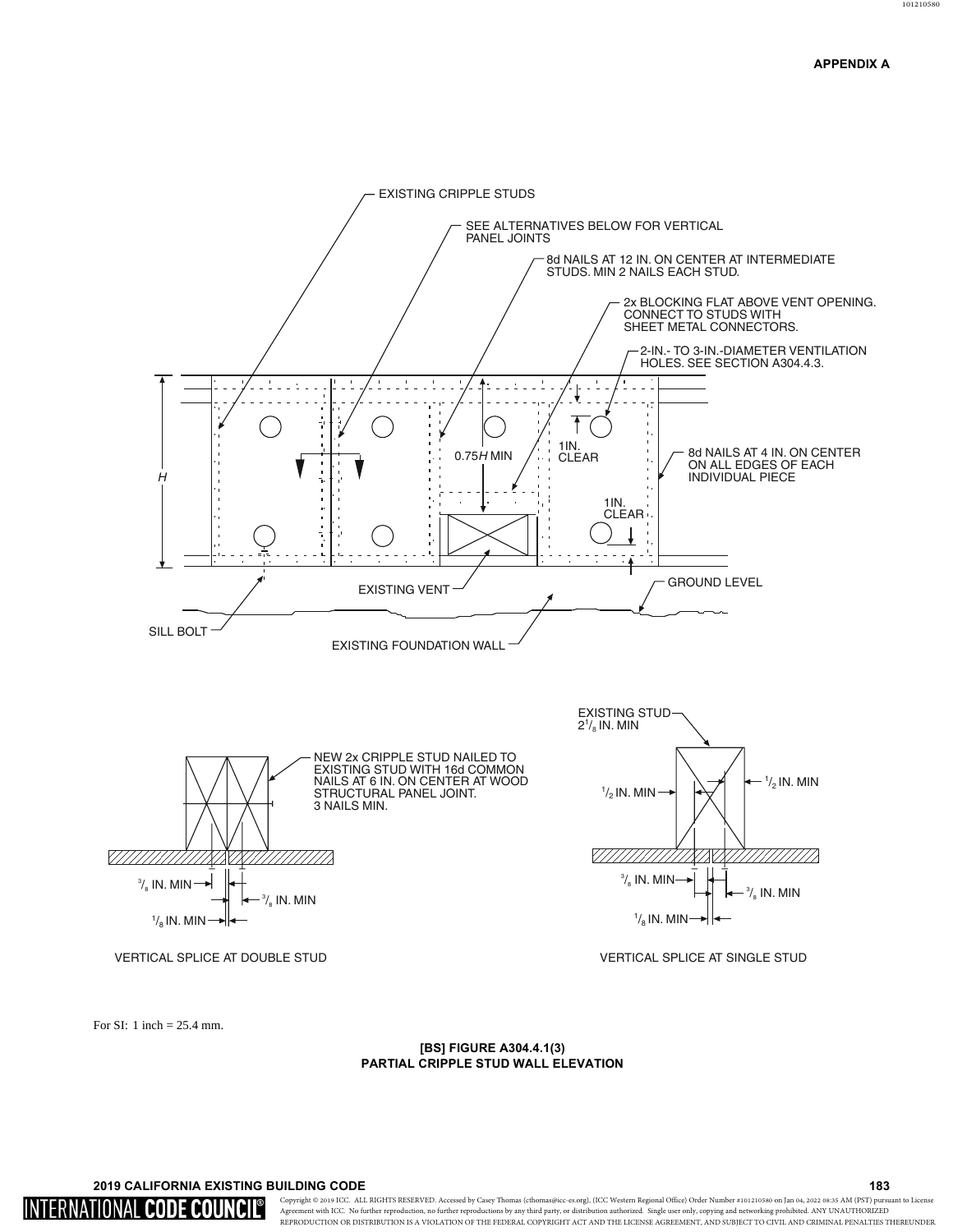EXISTING CRIPPLE STUDS

SEE ALTERNATIVES BELOW FOR VERTICAL PANEL JOINTS

8d NAILS AT 12 IN. ON CENTER AT INTERMEDIATE STUDS. MIN 2 NAILS EACH STUD.

2x BLOCKING FLAT ABOVE VENT OPENING. CONNECT TO STUDS WITH SHEET METAL CONNECTORS.

2-IN.- TO 3-IN.-DIAMETER VENTILATION HOLES. SEE SECTION A304.4.3.

H

0.75H MIN

1IN. CLEAR

8d NAILS AT 4 IN. ON CENTER ON ALL EDGES OF EACH INDIVIDUAL PIECE

1IN. CLEAR

EXISTING VENT

GROUND LEVEL

SILL BOLT

EXISTING FOUNDATION WALL

NEW 2x CRIPPLE STUD NAILED TO EXISTING STUD WITH 16d COMMON NAILS AT 6 IN. ON CENTER AT WOOD STRUCTURAL PANEL JOINT. 3 NAILS MIN.

3/8 IN. MIN

3/8 IN. MIN

1/8 IN. MIN

VERTICAL SPLICE AT DOUBLE STUD

EXISTING STUD 2 1/8 IN. MIN

1/2 IN. MIN

1/2 IN. MIN

3/8 IN. MIN

3/8 IN. MIN

1/8 IN. MIN

VERTICAL SPLICE AT SINGLE STUD

For SI: 1 inch = 25.4 mm.

**[BS] FIGURE A304.4.1(3)**
**PARTIAL CRIPPLE STUD WALL ELEVATION**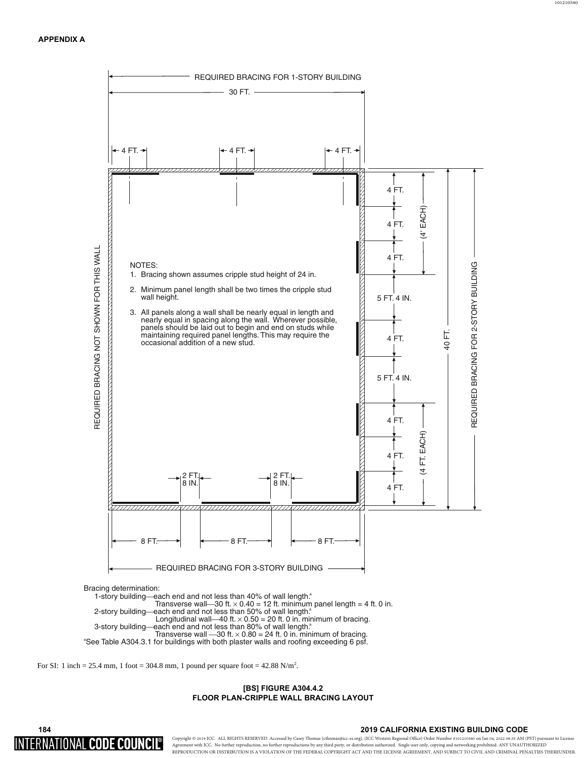APPENDIX A

REQUIRED BRACING FOR 1-STORY BUILDING

30 FT.

4 FT.

4 FT.

4 FT.

4 FT.

4 FT.

4 FT.

(4' EACH)

5 FT. 4 IN.

4 FT.

5 FT. 4 IN.

4 FT.

4 FT.

4 FT.

(4 FT. EACH)

40 FT.

REQUIRED BRACING FOR 2-STORY BUILDING

REQUIRED BRACING NOT SHOWN FOR THIS WALL

NOTES:

1. Bracing shown assumes cripple stud height of 24 in.
2. Minimum panel length shall be two times the cripple stud wall height.
3. All panels along a wall shall be nearly equal in length and nearly equal in spacing along the wall. Wherever possible, panels should be laid out to begin and end on studs while maintaining required panel lengths. This may require the occasional addition of a new stud.

2 FT. 8 IN.

2 FT. 8 IN.

8 FT.

8 FT.

8 FT.

REQUIRED BRACING FOR 3-STORY BUILDING

Bracing determination:

1-story building—each end and not less than 40% of wall length.[a]
Transverse wall—30 ft. × 0.40 = 12 ft. minimum panel length = 4 ft. 0 in.

2-story building—each end and not less than 50% of wall length.[a]
Longitudinal wall—40 ft. × 0.50 = 20 ft. 0 in. minimum of bracing.

3-story building—each end and not less than 80% of wall length.[a]
Transverse wall —30 ft. × 0.80 = 24 ft. 0 in. minimum of bracing.

[a]See Table A304.3.1 for buildings with both plaster walls and roofing exceeding 6 psf.

For SI: 1 inch = 25.4 mm, 1 foot = 304.8 mm, 1 pound per square foot = 42.88 N/m$^2$.

**[BS] FIGURE A304.4.2**
**FLOOR PLAN-CRIPPLE WALL BRACING LAYOUT**